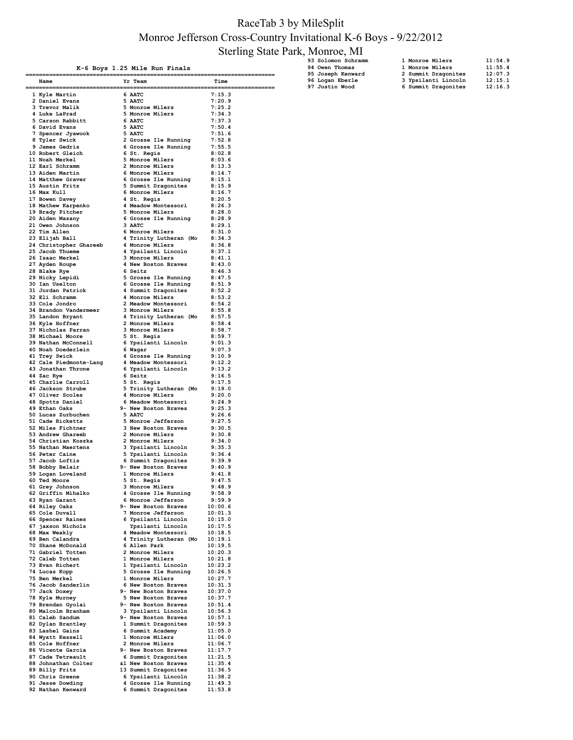# RaceTab 3 by MileSplit

## Monroe Jefferson Cross-Country Invitational K-6 Boys - 9/22/2012

## Sterling State Park, Monroe, MI

### K-6 Boys 1.25 Mile Run Finals

| | Name | Yr | Team | Time |
|---|---|---|---|---|
| 1 | Kyle Martin | 6 | AATC | 7:15.3 |
| 2 | Daniel Evans | 5 | AATC | 7:20.9 |
| 3 | Trevor Malik | 5 | Monroe Milers | 7:25.2 |
| 4 | Luke LaPrad | 5 | Monroe Milers | 7:34.3 |
| 5 | Carson Rabbitt | 6 | AATC | 7:37.3 |
| 6 | David Evans | 5 | AATC | 7:50.4 |
| 7 | Spencer Jyawook | 5 | AATC | 7:51.6 |
| 8 | Tyler Swick | 2 | Grosse Ile Running | 7:52.8 |
| 9 | James Gedris | 6 | Grosse Ile Running | 7:55.5 |
| 10 | Robert Gleich | 6 | St. Regis | 8:02.8 |
| 11 | Noah Merkel | 5 | Monroe Milers | 8:03.6 |
| 12 | Earl Schramm | 2 | Monroe Milers | 8:13.3 |
| 13 | Aiden Martin | 6 | Monroe Milers | 8:14.7 |
| 14 | Matthew Graver | 6 | Grosse Ile Running | 8:15.1 |
| 15 | Austin Fritz | 5 | Summit Dragonites | 8:15.9 |
| 16 | Max Kull | 6 | Monroe Milers | 8:16.7 |
| 17 | Bowen Davey | 4 | St. Regis | 8:20.5 |
| 18 | Mathew Karpenko | 4 | Meadow Montessori | 8:26.3 |
| 19 | Brady Pitcher | 5 | Monroe Milers | 8:28.0 |
| 20 | Aiden Mazany | 6 | Grosse Ile Running | 8:28.9 |
| 21 | Owen Johnson | 3 | AATC | 8:29.1 |
| 22 | Tim Allen | 6 | Monroe Milers | 8:31.0 |
| 23 | Elijah Ball | 4 | Trinity Lutheran (Mo | 8:34.3 |
| 24 | Christopher Ghareeb | 4 | Monroe Milers | 8:36.8 |
| 25 | Jacob Thueme | 4 | Ypsilanti Lincoln | 8:37.1 |
| 26 | Isaac Merkel | 3 | Monroe Milers | 8:41.1 |
| 27 | Ayden Roupe | 4 | New Boston Braves | 8:43.0 |
| 28 | Blake Rye | 6 | Seitz | 8:46.3 |
| 29 | Nicky Lepidi | 5 | Grosse Ile Running | 8:47.5 |
| 30 | Ian Uselton | 6 | Grosse Ile Running | 8:51.9 |
| 31 | Jordan Patrick | 4 | Summit Dragonites | 8:52.2 |
| 32 | Eli Schramm | 4 | Monroe Milers | 8:53.2 |
| 33 | Cole Jondro | 2 | Meadow Montessori | 8:54.2 |
| 34 | Brandon Vandermeer | 3 | Monroe Milers | 8:55.8 |
| 35 | Landon Bryant | 4 | Trinity Lutheran (Mo | 8:57.5 |
| 36 | Kyle Hoffner | 2 | Monroe Milers | 8:58.4 |
| 37 | Nicholas Parran | 3 | Monroe Milers | 8:58.7 |
| 38 | Michael Moore | 5 | St. Regis | 8:59.7 |
| 39 | Nathan McConnell | 6 | Ypsilanti Lincoln | 9:01.3 |
| 40 | Noah Doederlein | 6 | Wagar | 9:07.3 |
| 41 | Trey Swick | 4 | Grosse Ile Running | 9:10.9 |
| 42 | Cale Piedmonte-Lang | 4 | Meadow Montessori | 9:12.2 |
| 43 | Jonathan Throne | 6 | Ypsilanti Lincoln | 9:13.2 |
| 44 | Zac Rye | 6 | Seitz | 9:16.5 |
| 45 | Charlie Carroll | 5 | St. Regis | 9:17.5 |
| 46 | Jackson Strube | 5 | Trinity Lutheran (Mo | 9:19.0 |
| 47 | Oliver Scoles | 4 | Monroe Milers | 9:20.0 |
| 48 | Spotts Daniel | 6 | Meadow Montessori | 9:24.9 |
| 49 | Ethan Oaks | 9- | New Boston Braves | 9:25.3 |
| 50 | Lucas Zurbuchen | 5 | AATC | 9:26.6 |
| 51 | Cade Ricketts | 5 | Monroe Jefferson | 9:27.5 |
| 52 | Miles Fichtner | 3 | New Boston Braves | 9:30.5 |
| 53 | Andrew Ghareeb | 2 | Monroe Milers | 9:30.8 |
| 54 | Christian Koszka | 2 | Monroe Milers | 9:34.0 |
| 55 | Nathan Maertens | 3 | Ypsilanti Lincoln | 9:35.3 |
| 56 | Peter Caine | 5 | Ypsilanti Lincoln | 9:36.4 |
| 57 | Jacob Loftis | 6 | Summit Dragonites | 9:39.9 |
| 58 | Bobby Belair | 9- | New Boston Braves | 9:40.9 |
| 59 | Logan Loveland | 1 | Monroe Milers | 9:41.8 |
| 60 | Ted Moore | 5 | St. Regis | 9:47.5 |
| 61 | Grey Johnson | 3 | Monroe Milers | 9:48.9 |
| 62 | Griffin Mihalko | 4 | Grosse Ile Running | 9:58.9 |
| 63 | Ryan Garant | 6 | Monroe Jefferson | 9:59.9 |
| 64 | Riley Oaks | 9- | New Boston Braves | 10:00.6 |
| 65 | Cole Duvall | 7 | Monroe Jefferson | 10:01.3 |
| 66 | Spencer Raines | 6 | Ypsilanti Lincoln | 10:15.0 |
| 67 | jaxson Nichols | | Ypsilanti Lincoln | 10:17.5 |
| 68 | Max Weakly | 4 | Meadow Montessori | 10:18.5 |
| 69 | Ben Calandra | 4 | Trinity Lutheran (Mo | 10:19.1 |
| 70 | Shane McDonald | 6 | Allen Park | 10:19.5 |
| 71 | Gabriel Totten | 2 | Monroe Milers | 10:20.3 |
| 72 | Caleb Totten | 1 | Monroe Milers | 10:21.8 |
| 73 | Evan Richert | 1 | Ypsilanti Lincoln | 10:23.2 |
| 74 | Lucas Kopp | 5 | Grosse Ile Running | 10:26.5 |
| 75 | Ben Merkel | 1 | Monroe Milers | 10:27.7 |
| 76 | Jacob Sanderlin | 6 | New Boston Braves | 10:31.3 |
| 77 | Jack Doxey | 9- | New Boston Braves | 10:37.0 |
| 78 | Kyle Murney | 5 | New Boston Braves | 10:37.7 |
| 79 | Brendan Gyolai | 9- | New Boston Braves | 10:51.4 |
| 80 | Malcolm Branham | 3 | Ypsilanti Lincoln | 10:56.3 |
| 81 | Caleb Sandum | 9- | New Boston Braves | 10:57.1 |
| 82 | Dylan Brantley | 1 | Summit Dragonites | 10:59.3 |
| 83 | Lashel Gains | 6 | Summit Academy | 11:05.0 |
| 84 | Wyatt Kessell | 1 | Monroe Milers | 11:06.0 |
| 85 | Cole Hoffner | 2 | Monroe Milers | 11:06.7 |
| 86 | Vicente Garcia | 9- | New Boston Braves | 11:17.7 |
| 87 | Cade Tetreault | 6 | Summit Dragonites | 11:21.5 |
| 88 | Johnathan Colter | &1 | New Boston Braves | 11:35.4 |
| 89 | Billy Fritz | 13 | Summit Dragonites | 11:36.5 |
| 90 | Chris Greene | 6 | Ypsilanti Lincoln | 11:38.2 |
| 91 | Jesse Dowding | 4 | Grosse Ile Running | 11:49.3 |
| 92 | Nathan Kenward | 6 | Summit Dragonites | 11:53.8 |
| 93 | Solomon Schramm | 1 | Monroe Milers | 11:54.9 |
| 94 | Owen Thomas | 1 | Monroe Milers | 11:55.4 |
| 95 | Joseph Kenward | 2 | Summit Dragonites | 12:07.3 |
| 96 | Logan Eberle | 3 | Ypsilanti Lincoln | 12:15.1 |
| 97 | Justin Wood | 6 | Summit Dragonites | 12:16.3 |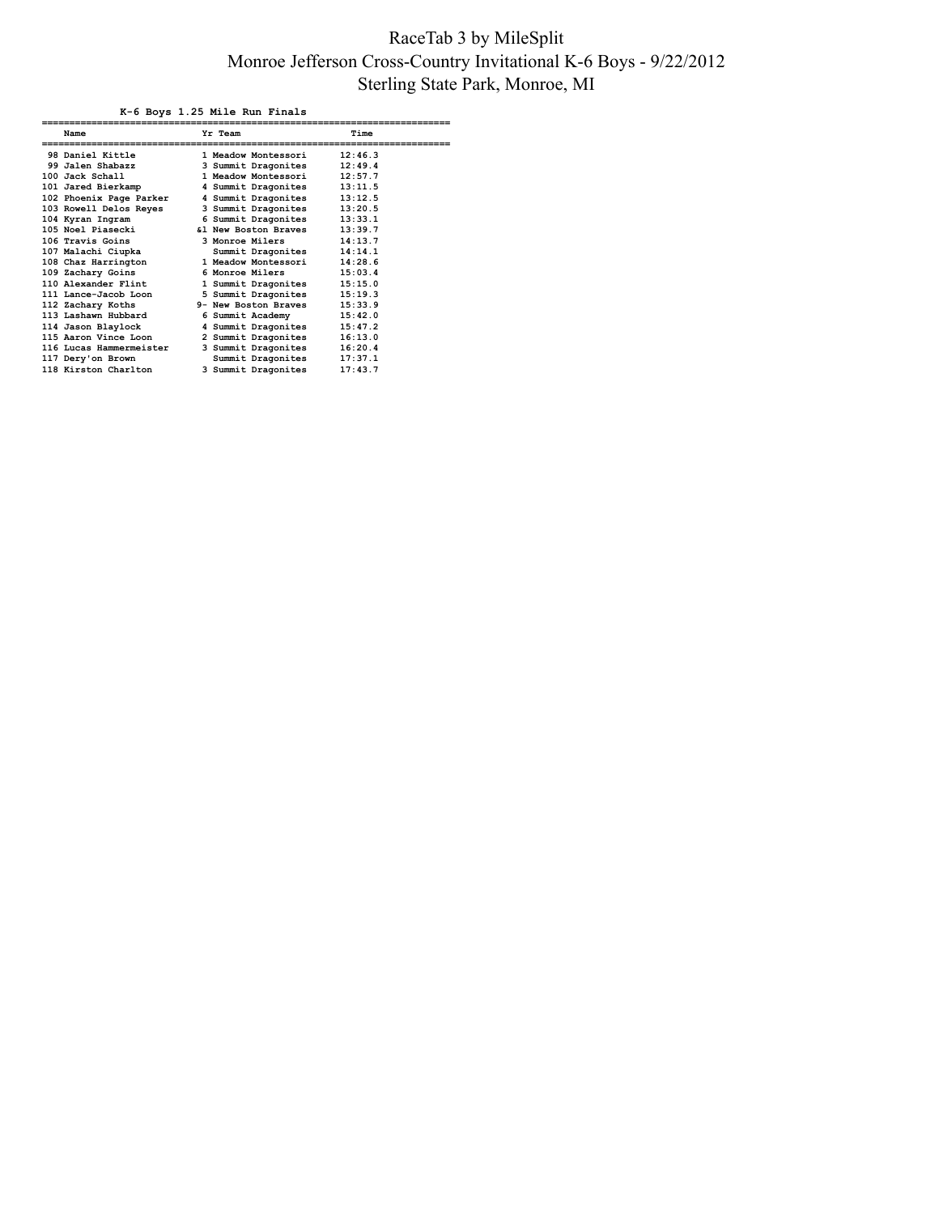# RaceTab 3 by MileSplit
# Monroe Jefferson Cross-Country Invitational K-6 Boys - 9/22/2012
# Sterling State Park, Monroe, MI

**K-6 Boys 1.25 Mile Run Finals**

| | Name | Yr | Team | Time |
|---|---|---|---|---|
| 98 | Daniel Kittle | 1 | Meadow Montessori | 12:46.3 |
| 99 | Jalen Shabazz | 3 | Summit Dragonites | 12:49.4 |
| 100 | Jack Schall | 1 | Meadow Montessori | 12:57.7 |
| 101 | Jared Bierkamp | 4 | Summit Dragonites | 13:11.5 |
| 102 | Phoenix Page Parker | 4 | Summit Dragonites | 13:12.5 |
| 103 | Rowell Delos Reyes | 3 | Summit Dragonites | 13:20.5 |
| 104 | Kyran Ingram | 6 | Summit Dragonites | 13:33.1 |
| 105 | Noel Piasecki | &1 | New Boston Braves | 13:39.7 |
| 106 | Travis Goins | 3 | Monroe Milers | 14:13.7 |
| 107 | Malachi Ciupka | | Summit Dragonites | 14:14.1 |
| 108 | Chaz Harrington | 1 | Meadow Montessori | 14:28.6 |
| 109 | Zachary Goins | 6 | Monroe Milers | 15:03.4 |
| 110 | Alexander Flint | 1 | Summit Dragonites | 15:15.0 |
| 111 | Lance-Jacob Loon | 5 | Summit Dragonites | 15:19.3 |
| 112 | Zachary Koths | 9- | New Boston Braves | 15:33.9 |
| 113 | Lashawn Hubbard | 6 | Summit Academy | 15:42.0 |
| 114 | Jason Blaylock | 4 | Summit Dragonites | 15:47.2 |
| 115 | Aaron Vince Loon | 2 | Summit Dragonites | 16:13.0 |
| 116 | Lucas Hammermeister | 3 | Summit Dragonites | 16:20.4 |
| 117 | Dery'on Brown | | Summit Dragonites | 17:37.1 |
| 118 | Kirston Charlton | 3 | Summit Dragonites | 17:43.7 |